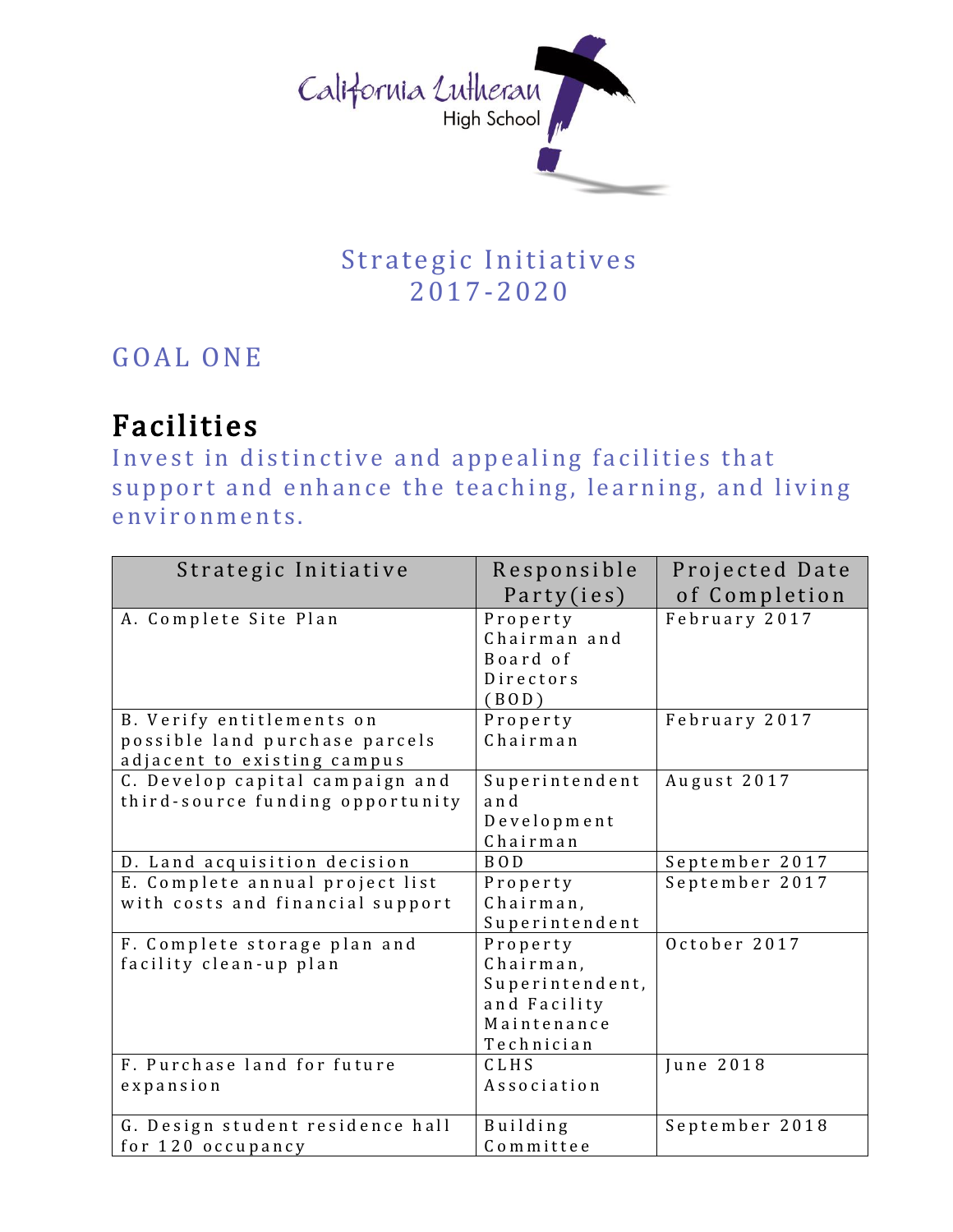California Lutheran High School

# Strategic Initiatives 2017-2020

## GOAL ONE

## Facilities

Invest in distinctive and appealing facilities that support and enhance the teaching, learning, and living environments.

| Strategic Initiative | Responsible Party(ies) | Projected Date of Completion |
|---|---|---|
| A. Complete Site Plan | Property Chairman and Board of Directors (BOD) | February 2017 |
| B. Verify entitlements on possible land purchase parcels adjacent to existing campus | Property Chairman | February 2017 |
| C. Develop capital campaign and third-source funding opportunity | Superintendent and Development Chairman | August 2017 |
| D. Land acquisition decision | BOD | September 2017 |
| E. Complete annual project list with costs and financial support | Property Chairman, Superintendent | September 2017 |
| F. Complete storage plan and facility clean-up plan | Property Chairman, Superintendent, and Facility Maintenance Technician | October 2017 |
| F. Purchase land for future expansion | CLHS Association | June 2018 |
| G. Design student residence hall for 120 occupancy | Building Committee | September 2018 |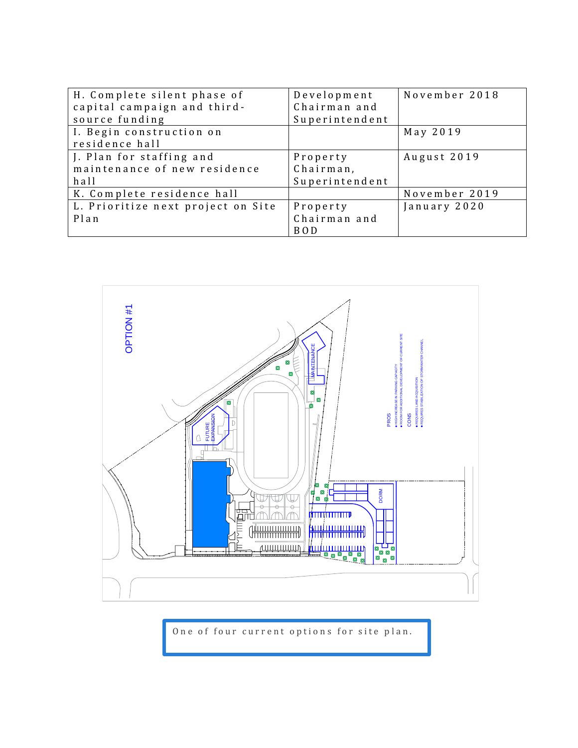| | | |
|---|---|---|
| H. Complete silent phase of capital campaign and third-source funding | Development Chairman and Superintendent | November 2018 |
| I. Begin construction on residence hall | | May 2019 |
| J. Plan for staffing and maintenance of new residence hall | Property Chairman, Superintendent | August 2019 |
| K. Complete residence hall | | November 2019 |
| L. Prioritize next project on Site Plan | Property Chairman and BOD | January 2020 |

OPTION #1

MAINTENANCE

FUTURE EXPANSION

DORM

PROS
- HIGH INCREASE IN PARKING CAPACITY
- ROOM FOR ADDITIONAL DEVELOPMENT OF CURRENT SITE

CONS
- REQUIRES LAND ACQUISITION
- REQUIRES STABILIZATION OF STORMWATER CHANNEL

One of four current options for site plan.